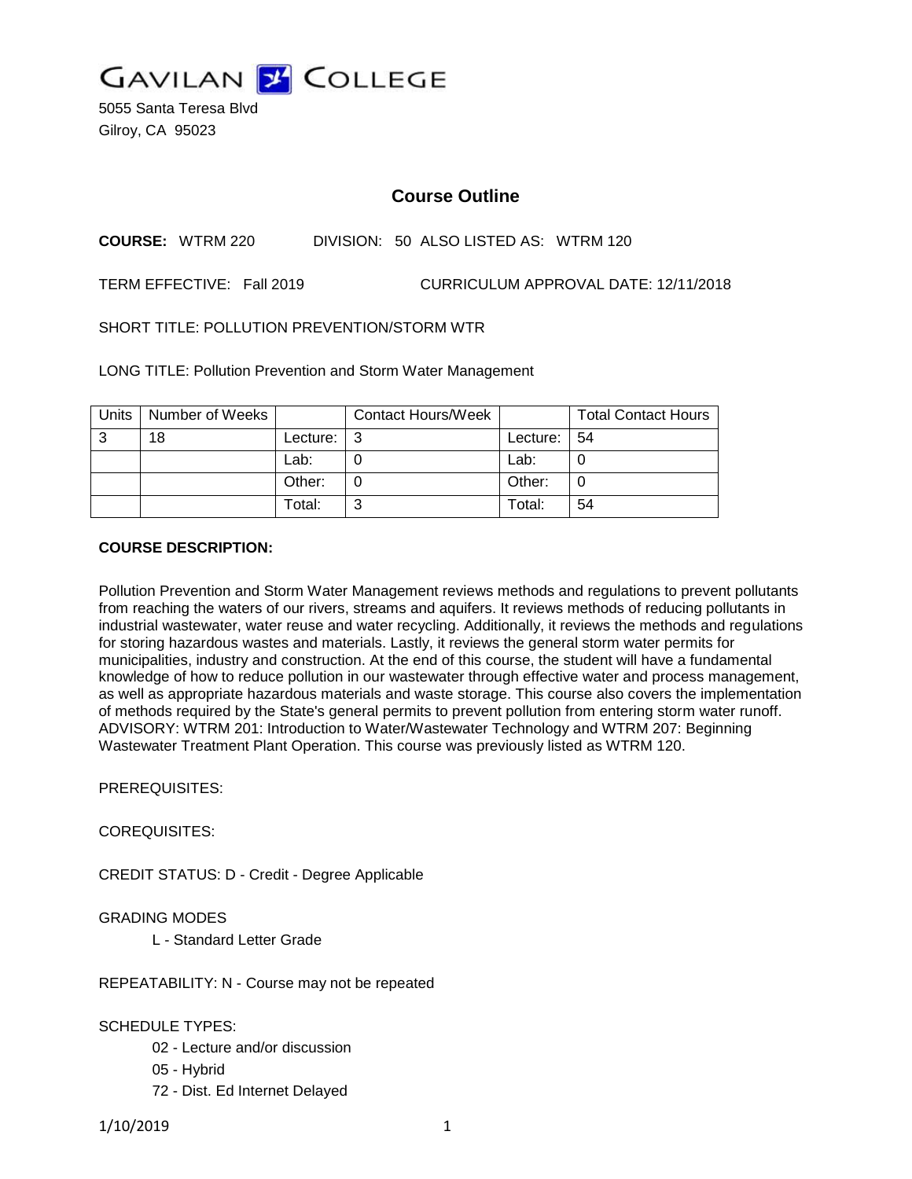# GAVILAN COLLEGE

5055 Santa Teresa Blvd
Gilroy, CA 95023

## Course Outline

**COURSE:** WTRM 220 DIVISION: 50 ALSO LISTED AS: WTRM 120

TERM EFFECTIVE: Fall 2019 CURRICULUM APPROVAL DATE: 12/11/2018

SHORT TITLE: POLLUTION PREVENTION/STORM WTR

LONG TITLE: Pollution Prevention and Storm Water Management

| Units | Number of Weeks | | Contact Hours/Week | | Total Contact Hours |
|---|---|---|---|---|---|
| 3 | 18 | Lecture: | 3 | Lecture: | 54 |
| | | Lab: | 0 | Lab: | 0 |
| | | Other: | 0 | Other: | 0 |
| | | Total: | 3 | Total: | 54 |

**COURSE DESCRIPTION:**

Pollution Prevention and Storm Water Management reviews methods and regulations to prevent pollutants from reaching the waters of our rivers, streams and aquifers. It reviews methods of reducing pollutants in industrial wastewater, water reuse and water recycling. Additionally, it reviews the methods and regulations for storing hazardous wastes and materials. Lastly, it reviews the general storm water permits for municipalities, industry and construction. At the end of this course, the student will have a fundamental knowledge of how to reduce pollution in our wastewater through effective water and process management, as well as appropriate hazardous materials and waste storage. This course also covers the implementation of methods required by the State's general permits to prevent pollution from entering storm water runoff. ADVISORY: WTRM 201: Introduction to Water/Wastewater Technology and WTRM 207: Beginning Wastewater Treatment Plant Operation. This course was previously listed as WTRM 120.

PREREQUISITES:

COREQUISITES:

CREDIT STATUS: D - Credit - Degree Applicable

GRADING MODES

L - Standard Letter Grade

REPEATABILITY: N - Course may not be repeated

SCHEDULE TYPES:

02 - Lecture and/or discussion

05 - Hybrid

72 - Dist. Ed Internet Delayed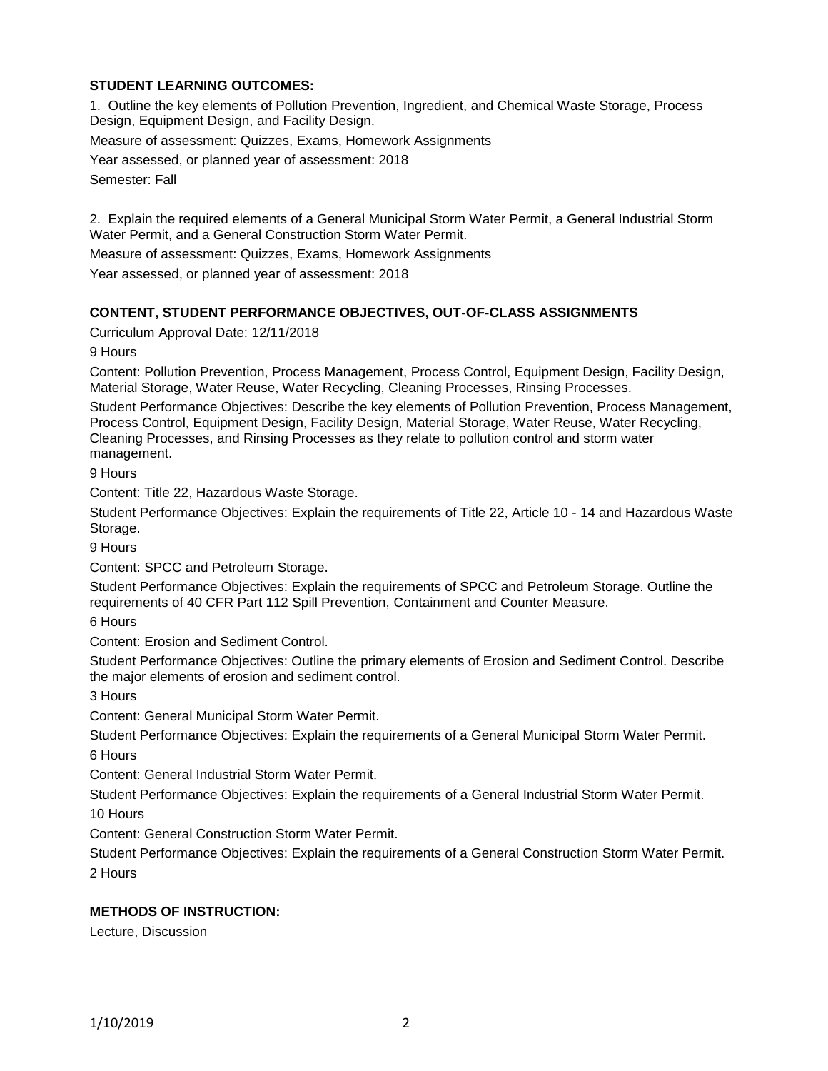### STUDENT LEARNING OUTCOMES:

1. Outline the key elements of Pollution Prevention, Ingredient, and Chemical Waste Storage, Process Design, Equipment Design, and Facility Design.

Measure of assessment: Quizzes, Exams, Homework Assignments

Year assessed, or planned year of assessment: 2018

Semester: Fall

2. Explain the required elements of a General Municipal Storm Water Permit, a General Industrial Storm Water Permit, and a General Construction Storm Water Permit.

Measure of assessment: Quizzes, Exams, Homework Assignments

Year assessed, or planned year of assessment: 2018

### CONTENT, STUDENT PERFORMANCE OBJECTIVES, OUT-OF-CLASS ASSIGNMENTS

Curriculum Approval Date: 12/11/2018

9 Hours

Content: Pollution Prevention, Process Management, Process Control, Equipment Design, Facility Design, Material Storage, Water Reuse, Water Recycling, Cleaning Processes, Rinsing Processes.

Student Performance Objectives: Describe the key elements of Pollution Prevention, Process Management, Process Control, Equipment Design, Facility Design, Material Storage, Water Reuse, Water Recycling, Cleaning Processes, and Rinsing Processes as they relate to pollution control and storm water management.

9 Hours

Content: Title 22, Hazardous Waste Storage.

Student Performance Objectives: Explain the requirements of Title 22, Article 10 - 14 and Hazardous Waste Storage.

9 Hours

Content: SPCC and Petroleum Storage.

Student Performance Objectives: Explain the requirements of SPCC and Petroleum Storage. Outline the requirements of 40 CFR Part 112 Spill Prevention, Containment and Counter Measure.

6 Hours

Content: Erosion and Sediment Control.

Student Performance Objectives: Outline the primary elements of Erosion and Sediment Control. Describe the major elements of erosion and sediment control.

3 Hours

Content: General Municipal Storm Water Permit.

Student Performance Objectives: Explain the requirements of a General Municipal Storm Water Permit.

6 Hours

Content: General Industrial Storm Water Permit.

Student Performance Objectives: Explain the requirements of a General Industrial Storm Water Permit.

10 Hours

Content: General Construction Storm Water Permit.

Student Performance Objectives: Explain the requirements of a General Construction Storm Water Permit.

2 Hours

### METHODS OF INSTRUCTION:

Lecture, Discussion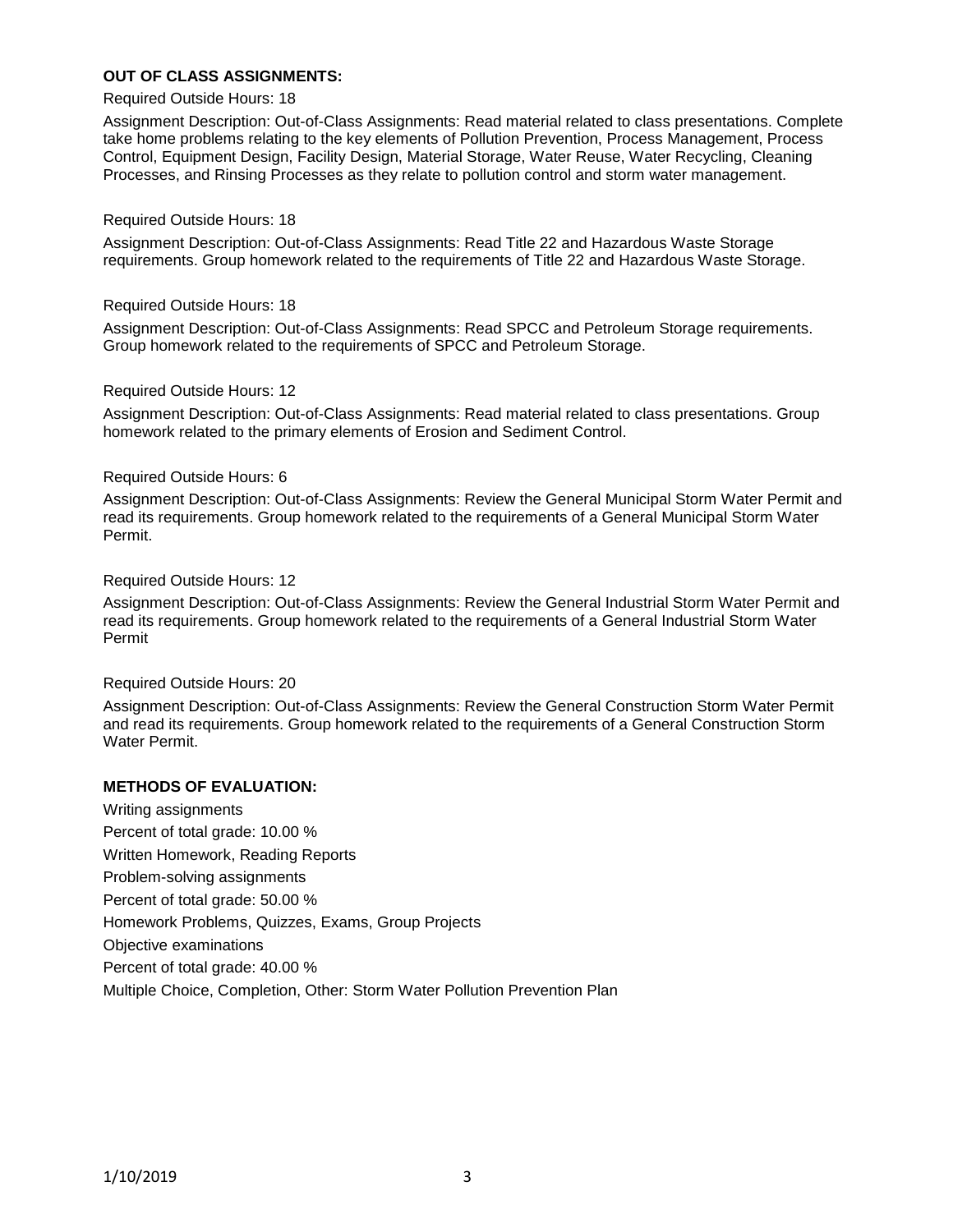**OUT OF CLASS ASSIGNMENTS:**

Required Outside Hours: 18

Assignment Description: Out-of-Class Assignments: Read material related to class presentations. Complete take home problems relating to the key elements of Pollution Prevention, Process Management, Process Control, Equipment Design, Facility Design, Material Storage, Water Reuse, Water Recycling, Cleaning Processes, and Rinsing Processes as they relate to pollution control and storm water management.

Required Outside Hours: 18

Assignment Description: Out-of-Class Assignments: Read Title 22 and Hazardous Waste Storage requirements. Group homework related to the requirements of Title 22 and Hazardous Waste Storage.

Required Outside Hours: 18

Assignment Description: Out-of-Class Assignments: Read SPCC and Petroleum Storage requirements. Group homework related to the requirements of SPCC and Petroleum Storage.

Required Outside Hours: 12

Assignment Description: Out-of-Class Assignments: Read material related to class presentations. Group homework related to the primary elements of Erosion and Sediment Control.

Required Outside Hours: 6

Assignment Description: Out-of-Class Assignments: Review the General Municipal Storm Water Permit and read its requirements. Group homework related to the requirements of a General Municipal Storm Water Permit.

Required Outside Hours: 12

Assignment Description: Out-of-Class Assignments: Review the General Industrial Storm Water Permit and read its requirements. Group homework related to the requirements of a General Industrial Storm Water Permit

Required Outside Hours: 20

Assignment Description: Out-of-Class Assignments: Review the General Construction Storm Water Permit and read its requirements. Group homework related to the requirements of a General Construction Storm Water Permit.

**METHODS OF EVALUATION:**

Writing assignments

Percent of total grade: 10.00 %

Written Homework, Reading Reports

Problem-solving assignments

Percent of total grade: 50.00 %

Homework Problems, Quizzes, Exams, Group Projects

Objective examinations

Percent of total grade: 40.00 %

Multiple Choice, Completion, Other: Storm Water Pollution Prevention Plan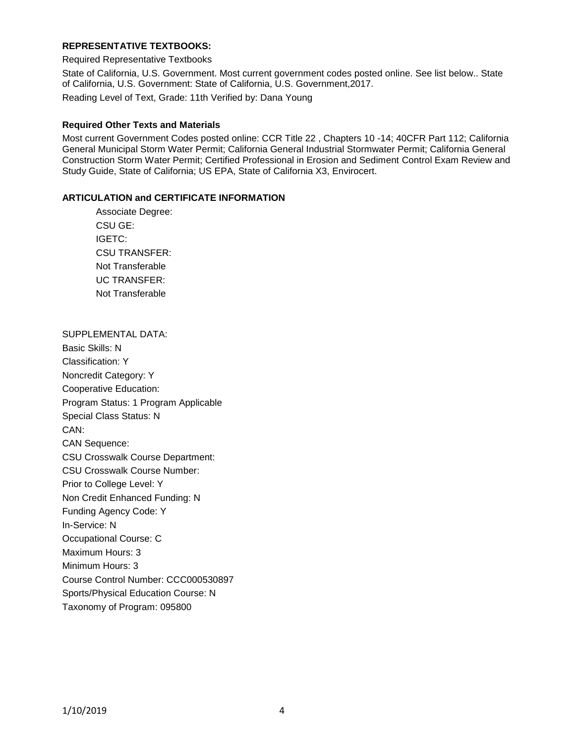**REPRESENTATIVE TEXTBOOKS:**

Required Representative Textbooks

State of California, U.S. Government. Most current government codes posted online. See list below.. State of California, U.S. Government: State of California, U.S. Government,2017.

Reading Level of Text, Grade: 11th Verified by: Dana Young

**Required Other Texts and Materials**

Most current Government Codes posted online: CCR Title 22 , Chapters 10 -14; 40CFR Part 112; California General Municipal Storm Water Permit; California General Industrial Stormwater Permit; California General Construction Storm Water Permit; Certified Professional in Erosion and Sediment Control Exam Review and Study Guide, State of California; US EPA, State of California X3, Envirocert.

**ARTICULATION and CERTIFICATE INFORMATION**

Associate Degree:
CSU GE:
IGETC:
CSU TRANSFER:
Not Transferable
UC TRANSFER:
Not Transferable

SUPPLEMENTAL DATA:
Basic Skills: N
Classification: Y
Noncredit Category: Y
Cooperative Education:
Program Status: 1 Program Applicable
Special Class Status: N
CAN:
CAN Sequence:
CSU Crosswalk Course Department:
CSU Crosswalk Course Number:
Prior to College Level: Y
Non Credit Enhanced Funding: N
Funding Agency Code: Y
In-Service: N
Occupational Course: C
Maximum Hours: 3
Minimum Hours: 3
Course Control Number: CCC000530897
Sports/Physical Education Course: N
Taxonomy of Program: 095800